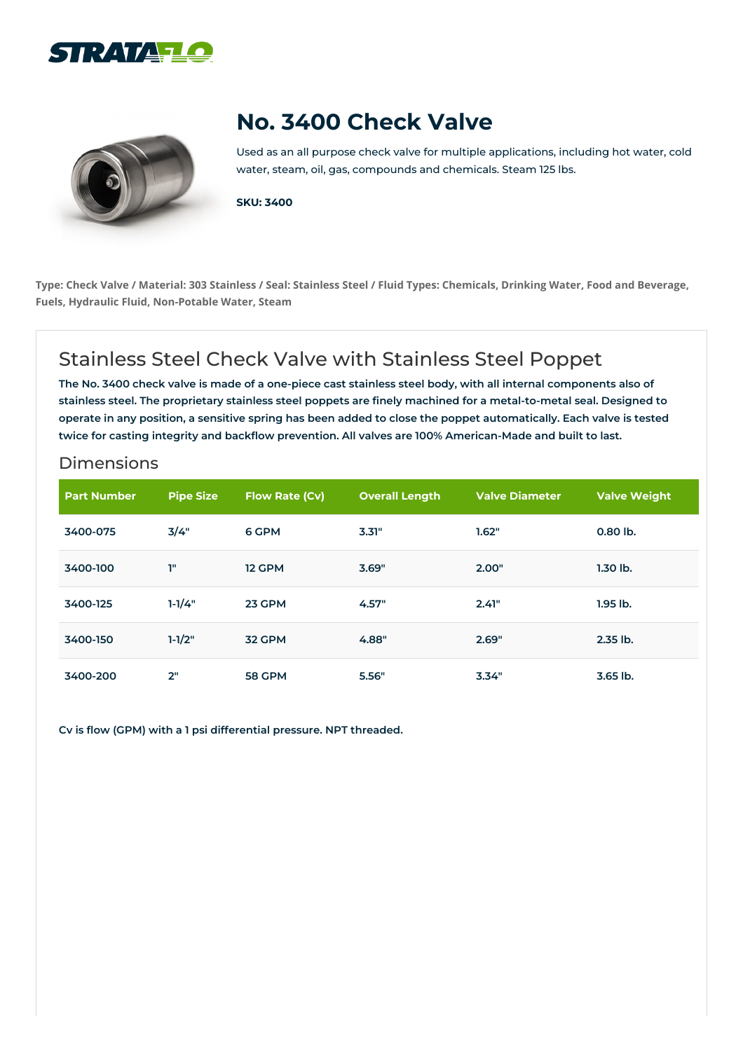STRATAFLO

# No. 3400 Check Valve

Used as an all purpose check valve for multiple applications, including hot water, cold water, steam, oil, gas, compounds and chemicals. Steam 125 lbs.

**SKU: 3400**

**Type: Check Valve / Material: 303 Stainless / Seal: Stainless Steel / Fluid Types: Chemicals, Drinking Water, Food and Beverage, Fuels, Hydraulic Fluid, Non-Potable Water, Steam**

## Stainless Steel Check Valve with Stainless Steel Poppet

**The No. 3400 check valve is made of a one-piece cast stainless steel body, with all internal components also of stainless steel. The proprietary stainless steel poppets are finely machined for a metal-to-metal seal. Designed to operate in any position, a sensitive spring has been added to close the poppet automatically. Each valve is tested twice for casting integrity and backflow prevention. All valves are 100% American-Made and built to last.**

### Dimensions

| Part Number | Pipe Size | Flow Rate (Cv) | Overall Length | Valve Diameter | Valve Weight |
|---|---|---|---|---|---|
| 3400-075 | 3/4" | 6 GPM | 3.31" | 1.62" | 0.80 lb. |
| 3400-100 | 1" | 12 GPM | 3.69" | 2.00" | 1.30 lb. |
| 3400-125 | 1-1/4" | 23 GPM | 4.57" | 2.41" | 1.95 lb. |
| 3400-150 | 1-1/2" | 32 GPM | 4.88" | 2.69" | 2.35 lb. |
| 3400-200 | 2" | 58 GPM | 5.56" | 3.34" | 3.65 lb. |

**Cv is flow (GPM) with a 1 psi differential pressure. NPT threaded.**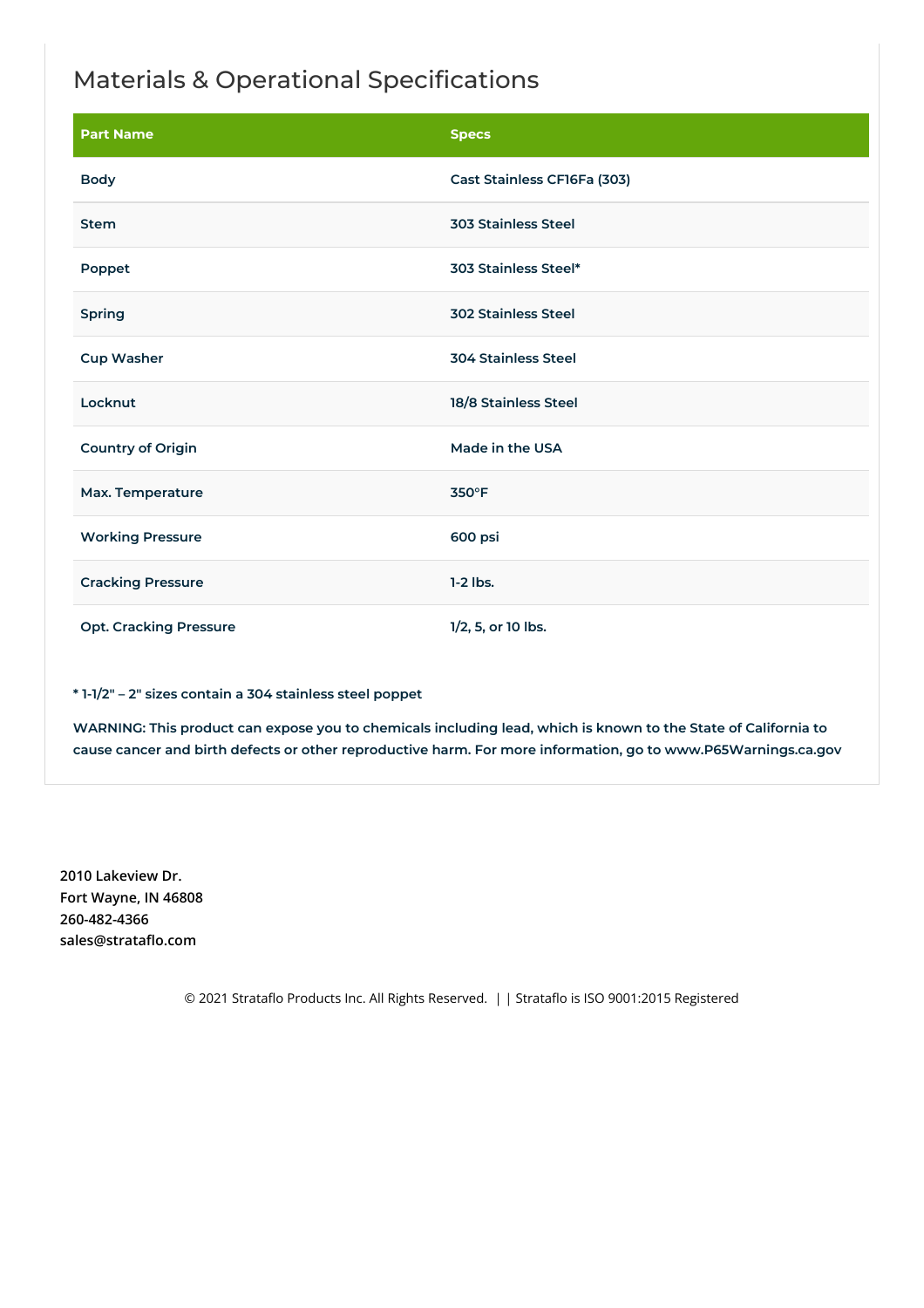## Materials & Operational Specifications

| Part Name | Specs |
|---|---|
| Body | Cast Stainless CF16Fa (303) |
| Stem | 303 Stainless Steel |
| Poppet | 303 Stainless Steel* |
| Spring | 302 Stainless Steel |
| Cup Washer | 304 Stainless Steel |
| Locknut | 18/8 Stainless Steel |
| Country of Origin | Made in the USA |
| Max. Temperature | 350°F |
| Working Pressure | 600 psi |
| Cracking Pressure | 1-2 lbs. |
| Opt. Cracking Pressure | 1/2, 5, or 10 lbs. |

* 1-1/2" – 2" sizes contain a 304 stainless steel poppet

WARNING: This product can expose you to chemicals including lead, which is known to the State of California to cause cancer and birth defects or other reproductive harm. For more information, go to www.P65Warnings.ca.gov

2010 Lakeview Dr.
Fort Wayne, IN 46808
260-482-4366
sales@strataflo.com

© 2021 Strataflo Products Inc. All Rights Reserved. | | Strataflo is ISO 9001:2015 Registered